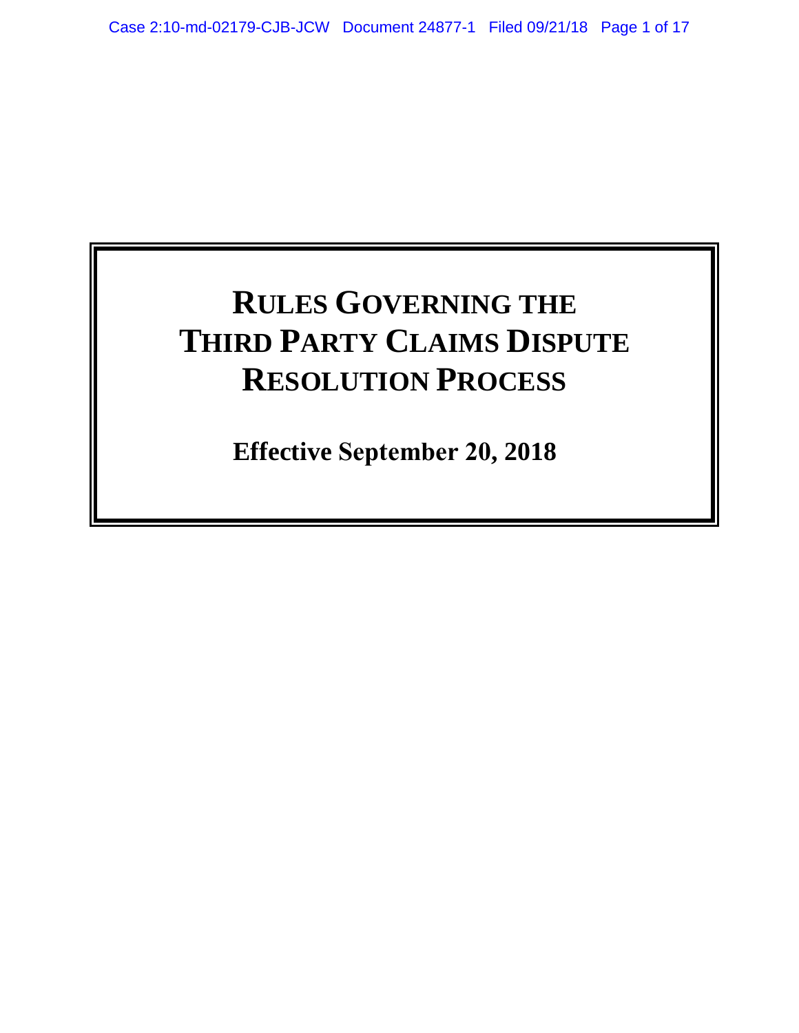# RULES GOVERNING THE THIRD PARTY CLAIMS DISPUTE RESOLUTION PROCESS

**Effective September 20, 2018**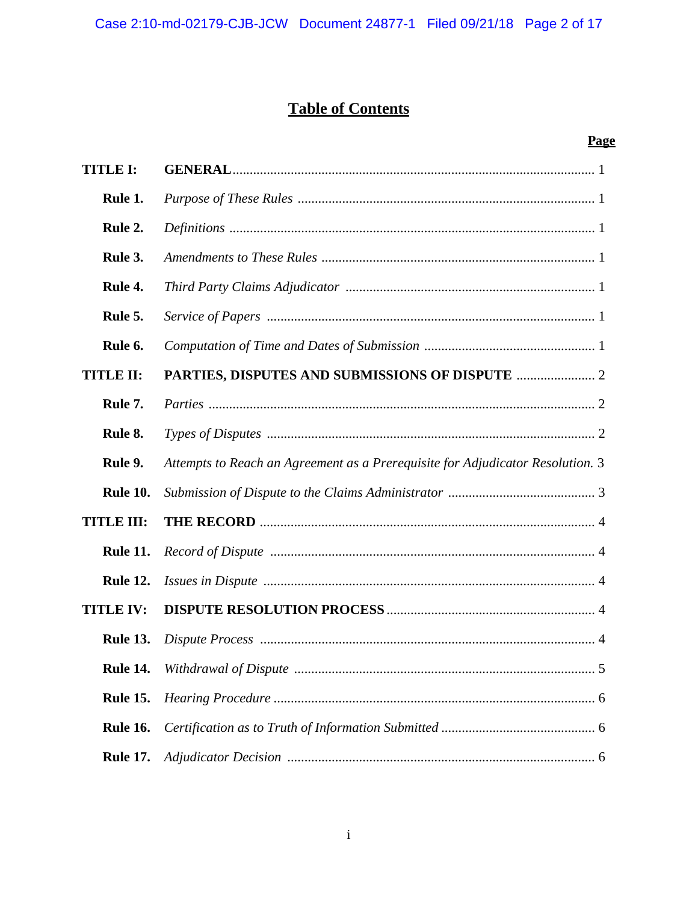# Table of Contents

| | | Page |
|---|---|---|
| **TITLE I:** | **GENERAL** | 1 |
| **Rule 1.** | *Purpose of These Rules* | 1 |
| **Rule 2.** | *Definitions* | 1 |
| **Rule 3.** | *Amendments to These Rules* | 1 |
| **Rule 4.** | *Third Party Claims Adjudicator* | 1 |
| **Rule 5.** | *Service of Papers* | 1 |
| **Rule 6.** | *Computation of Time and Dates of Submission* | 1 |
| **TITLE II:** | **PARTIES, DISPUTES AND SUBMISSIONS OF DISPUTE** | 2 |
| **Rule 7.** | *Parties* | 2 |
| **Rule 8.** | *Types of Disputes* | 2 |
| **Rule 9.** | *Attempts to Reach an Agreement as a Prerequisite for Adjudicator Resolution.* | 3 |
| **Rule 10.** | *Submission of Dispute to the Claims Administrator* | 3 |
| **TITLE III:** | **THE RECORD** | 4 |
| **Rule 11.** | *Record of Dispute* | 4 |
| **Rule 12.** | *Issues in Dispute* | 4 |
| **TITLE IV:** | **DISPUTE RESOLUTION PROCESS** | 4 |
| **Rule 13.** | *Dispute Process* | 4 |
| **Rule 14.** | *Withdrawal of Dispute* | 5 |
| **Rule 15.** | *Hearing Procedure* | 6 |
| **Rule 16.** | *Certification as to Truth of Information Submitted* | 6 |
| **Rule 17.** | *Adjudicator Decision* | 6 |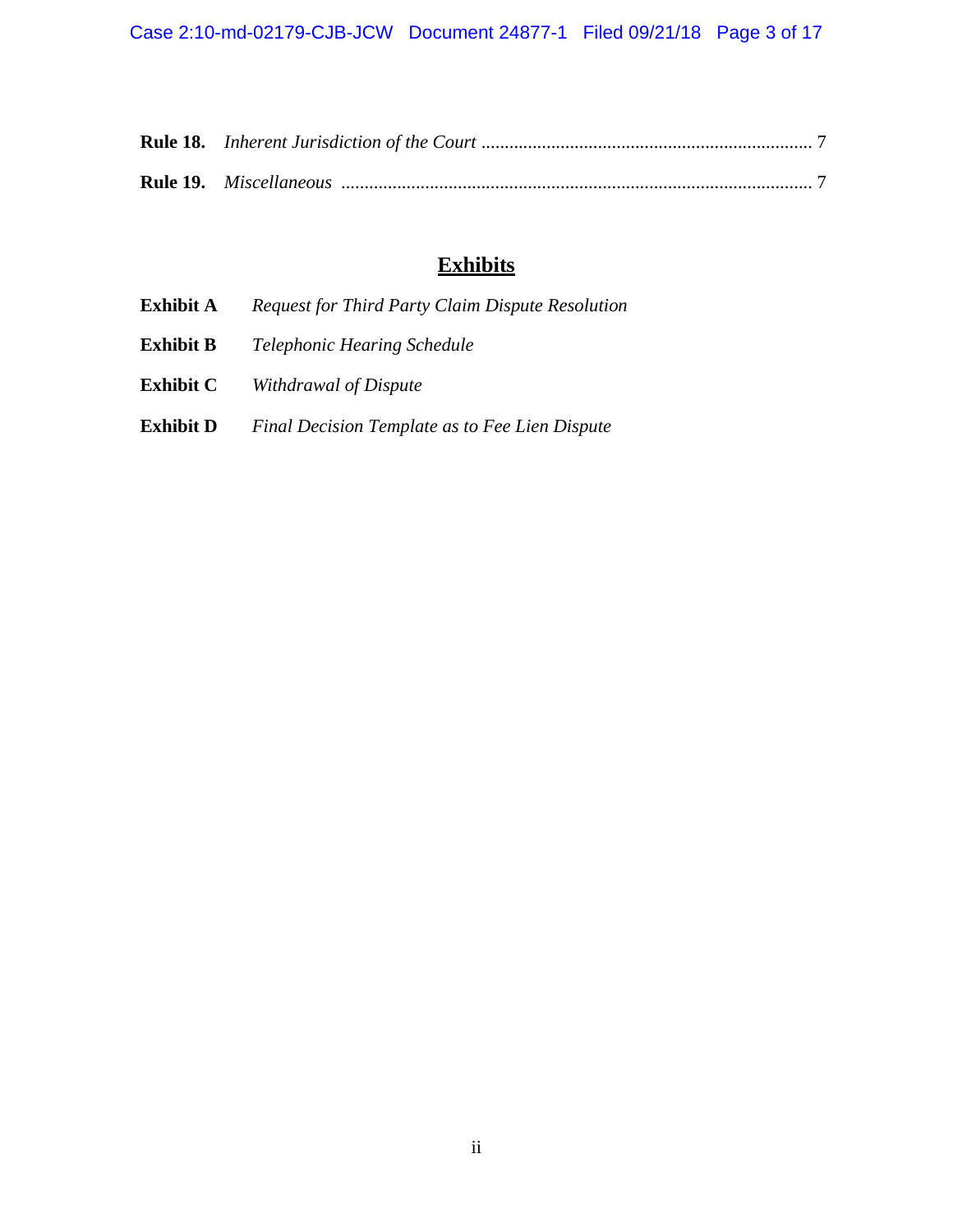**Rule 18.** *Inherent Jurisdiction of the Court* ........................................................................ 7

**Rule 19.** *Miscellaneous* ...................................................................................................... 7

## Exhibits

**Exhibit A** *Request for Third Party Claim Dispute Resolution*

**Exhibit B** *Telephonic Hearing Schedule*

**Exhibit C** *Withdrawal of Dispute*

**Exhibit D** *Final Decision Template as to Fee Lien Dispute*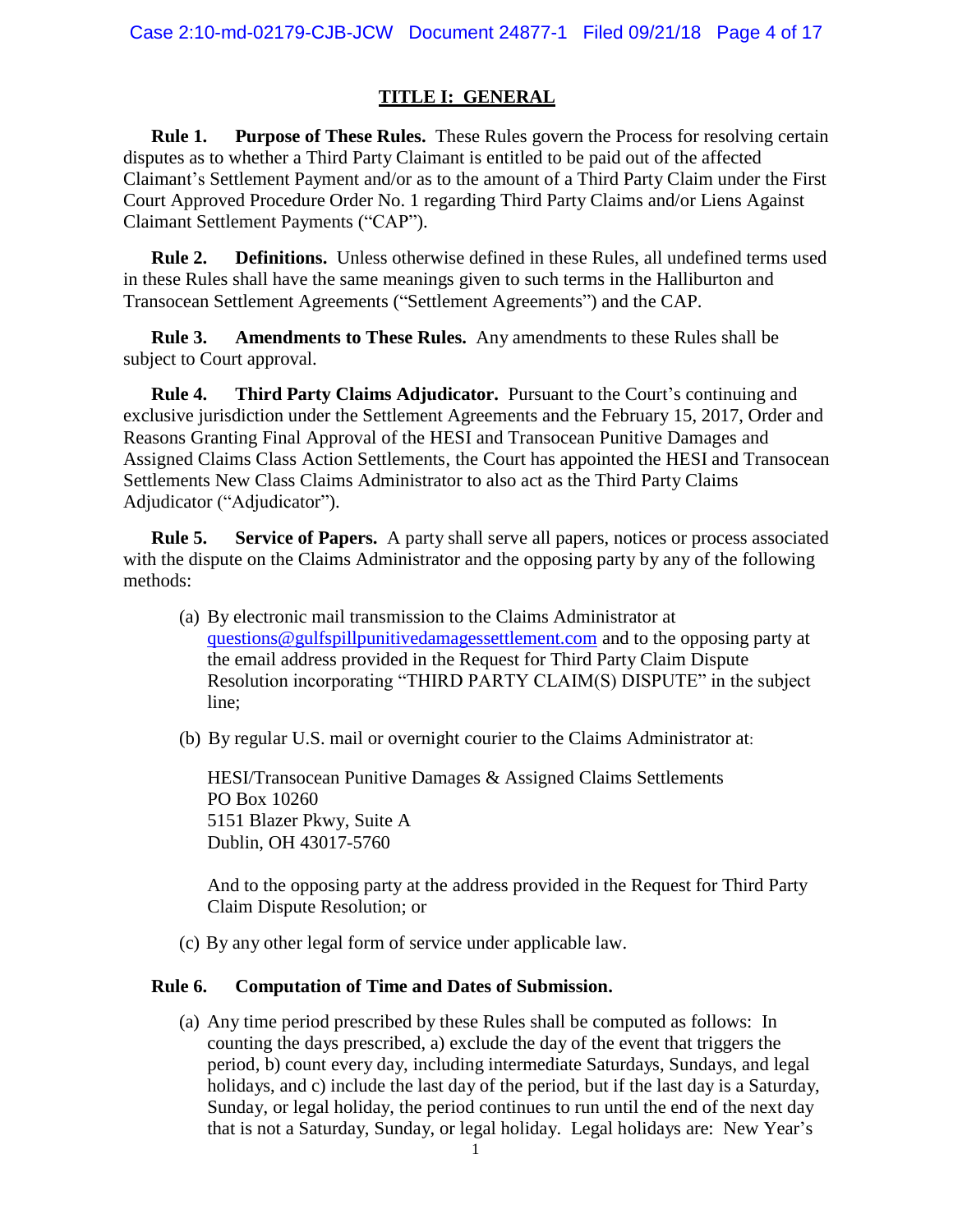## TITLE I: GENERAL

**Rule 1. Purpose of These Rules.** These Rules govern the Process for resolving certain disputes as to whether a Third Party Claimant is entitled to be paid out of the affected Claimant's Settlement Payment and/or as to the amount of a Third Party Claim under the First Court Approved Procedure Order No. 1 regarding Third Party Claims and/or Liens Against Claimant Settlement Payments ("CAP").

**Rule 2. Definitions.** Unless otherwise defined in these Rules, all undefined terms used in these Rules shall have the same meanings given to such terms in the Halliburton and Transocean Settlement Agreements ("Settlement Agreements") and the CAP.

**Rule 3. Amendments to These Rules.** Any amendments to these Rules shall be subject to Court approval.

**Rule 4. Third Party Claims Adjudicator.** Pursuant to the Court's continuing and exclusive jurisdiction under the Settlement Agreements and the February 15, 2017, Order and Reasons Granting Final Approval of the HESI and Transocean Punitive Damages and Assigned Claims Class Action Settlements, the Court has appointed the HESI and Transocean Settlements New Class Claims Administrator to also act as the Third Party Claims Adjudicator ("Adjudicator").

**Rule 5. Service of Papers.** A party shall serve all papers, notices or process associated with the dispute on the Claims Administrator and the opposing party by any of the following methods:

(a) By electronic mail transmission to the Claims Administrator at questions@gulfspillpunitivedamagessettlement.com and to the opposing party at the email address provided in the Request for Third Party Claim Dispute Resolution incorporating "THIRD PARTY CLAIM(S) DISPUTE" in the subject line;

(b) By regular U.S. mail or overnight courier to the Claims Administrator at:

HESI/Transocean Punitive Damages & Assigned Claims Settlements
PO Box 10260
5151 Blazer Pkwy, Suite A
Dublin, OH 43017-5760

And to the opposing party at the address provided in the Request for Third Party Claim Dispute Resolution; or

(c) By any other legal form of service under applicable law.

**Rule 6. Computation of Time and Dates of Submission.**

(a) Any time period prescribed by these Rules shall be computed as follows: In counting the days prescribed, a) exclude the day of the event that triggers the period, b) count every day, including intermediate Saturdays, Sundays, and legal holidays, and c) include the last day of the period, but if the last day is a Saturday, Sunday, or legal holiday, the period continues to run until the end of the next day that is not a Saturday, Sunday, or legal holiday. Legal holidays are: New Year's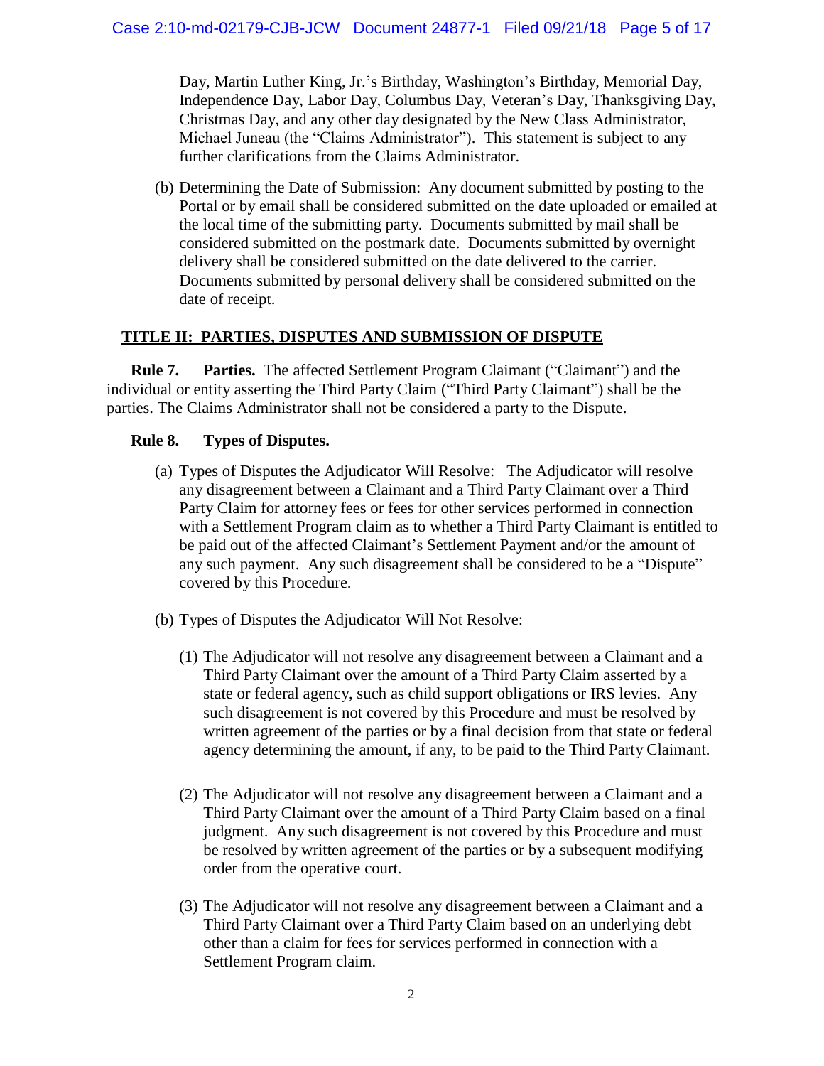Day, Martin Luther King, Jr.'s Birthday, Washington's Birthday, Memorial Day, Independence Day, Labor Day, Columbus Day, Veteran's Day, Thanksgiving Day, Christmas Day, and any other day designated by the New Class Administrator, Michael Juneau (the "Claims Administrator"). This statement is subject to any further clarifications from the Claims Administrator.

(b) Determining the Date of Submission: Any document submitted by posting to the Portal or by email shall be considered submitted on the date uploaded or emailed at the local time of the submitting party. Documents submitted by mail shall be considered submitted on the postmark date. Documents submitted by overnight delivery shall be considered submitted on the date delivered to the carrier. Documents submitted by personal delivery shall be considered submitted on the date of receipt.

## TITLE II: PARTIES, DISPUTES AND SUBMISSION OF DISPUTE

**Rule 7. Parties.** The affected Settlement Program Claimant ("Claimant") and the individual or entity asserting the Third Party Claim ("Third Party Claimant") shall be the parties. The Claims Administrator shall not be considered a party to the Dispute.

**Rule 8. Types of Disputes.**

(a) Types of Disputes the Adjudicator Will Resolve: The Adjudicator will resolve any disagreement between a Claimant and a Third Party Claimant over a Third Party Claim for attorney fees or fees for other services performed in connection with a Settlement Program claim as to whether a Third Party Claimant is entitled to be paid out of the affected Claimant's Settlement Payment and/or the amount of any such payment. Any such disagreement shall be considered to be a "Dispute" covered by this Procedure.

(b) Types of Disputes the Adjudicator Will Not Resolve:

(1) The Adjudicator will not resolve any disagreement between a Claimant and a Third Party Claimant over the amount of a Third Party Claim asserted by a state or federal agency, such as child support obligations or IRS levies. Any such disagreement is not covered by this Procedure and must be resolved by written agreement of the parties or by a final decision from that state or federal agency determining the amount, if any, to be paid to the Third Party Claimant.

(2) The Adjudicator will not resolve any disagreement between a Claimant and a Third Party Claimant over the amount of a Third Party Claim based on a final judgment. Any such disagreement is not covered by this Procedure and must be resolved by written agreement of the parties or by a subsequent modifying order from the operative court.

(3) The Adjudicator will not resolve any disagreement between a Claimant and a Third Party Claimant over a Third Party Claim based on an underlying debt other than a claim for fees for services performed in connection with a Settlement Program claim.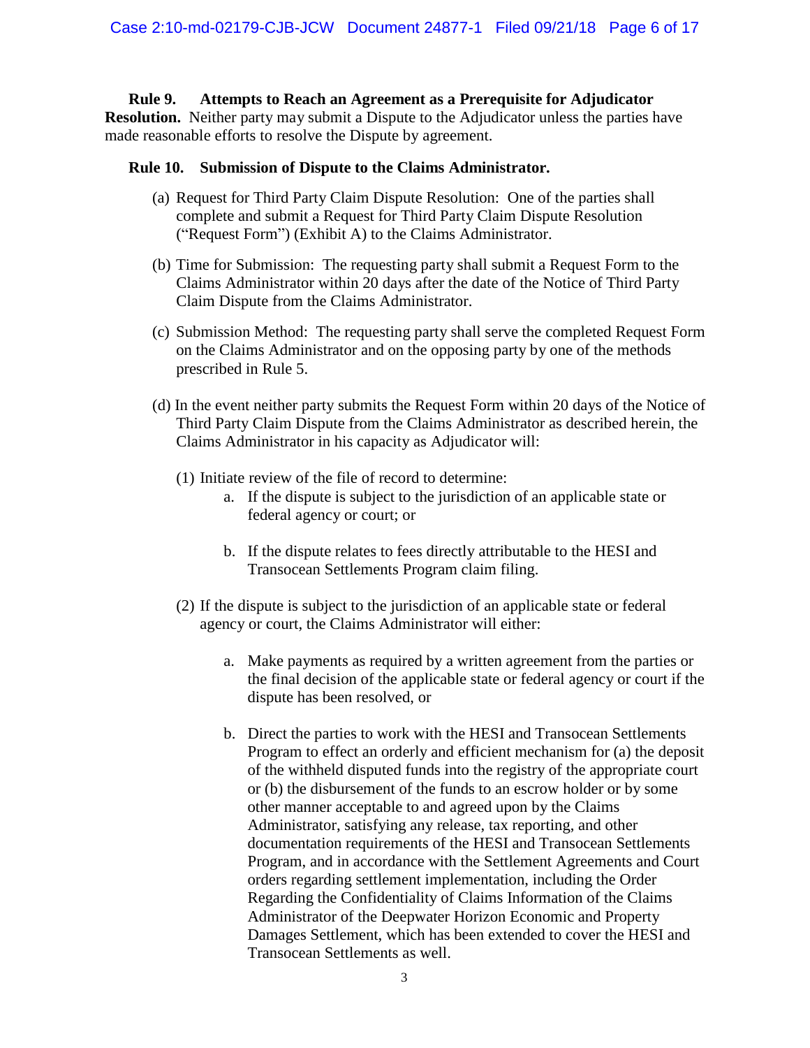**Rule 9. Attempts to Reach an Agreement as a Prerequisite for Adjudicator Resolution.** Neither party may submit a Dispute to the Adjudicator unless the parties have made reasonable efforts to resolve the Dispute by agreement.

**Rule 10. Submission of Dispute to the Claims Administrator.**

(a) Request for Third Party Claim Dispute Resolution: One of the parties shall complete and submit a Request for Third Party Claim Dispute Resolution ("Request Form") (Exhibit A) to the Claims Administrator.

(b) Time for Submission: The requesting party shall submit a Request Form to the Claims Administrator within 20 days after the date of the Notice of Third Party Claim Dispute from the Claims Administrator.

(c) Submission Method: The requesting party shall serve the completed Request Form on the Claims Administrator and on the opposing party by one of the methods prescribed in Rule 5.

(d) In the event neither party submits the Request Form within 20 days of the Notice of Third Party Claim Dispute from the Claims Administrator as described herein, the Claims Administrator in his capacity as Adjudicator will:

(1) Initiate review of the file of record to determine:

a. If the dispute is subject to the jurisdiction of an applicable state or federal agency or court; or

b. If the dispute relates to fees directly attributable to the HESI and Transocean Settlements Program claim filing.

(2) If the dispute is subject to the jurisdiction of an applicable state or federal agency or court, the Claims Administrator will either:

a. Make payments as required by a written agreement from the parties or the final decision of the applicable state or federal agency or court if the dispute has been resolved, or

b. Direct the parties to work with the HESI and Transocean Settlements Program to effect an orderly and efficient mechanism for (a) the deposit of the withheld disputed funds into the registry of the appropriate court or (b) the disbursement of the funds to an escrow holder or by some other manner acceptable to and agreed upon by the Claims Administrator, satisfying any release, tax reporting, and other documentation requirements of the HESI and Transocean Settlements Program, and in accordance with the Settlement Agreements and Court orders regarding settlement implementation, including the Order Regarding the Confidentiality of Claims Information of the Claims Administrator of the Deepwater Horizon Economic and Property Damages Settlement, which has been extended to cover the HESI and Transocean Settlements as well.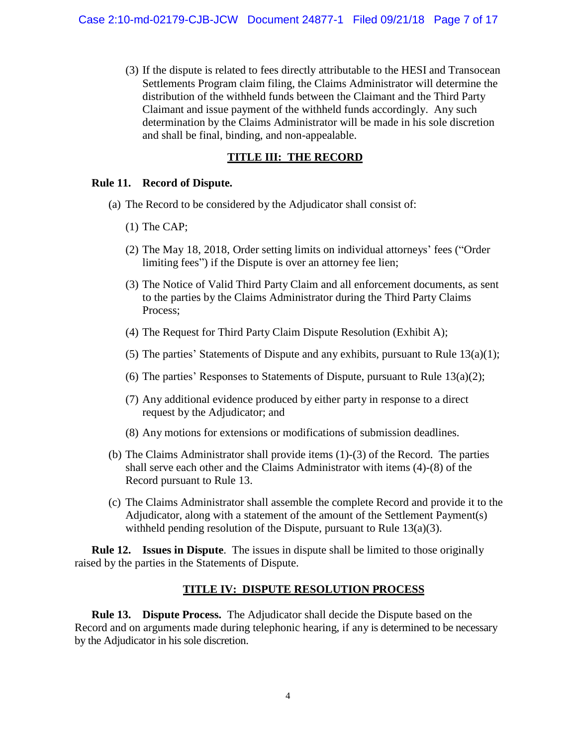(3) If the dispute is related to fees directly attributable to the HESI and Transocean Settlements Program claim filing, the Claims Administrator will determine the distribution of the withheld funds between the Claimant and the Third Party Claimant and issue payment of the withheld funds accordingly. Any such determination by the Claims Administrator will be made in his sole discretion and shall be final, binding, and non-appealable.

## TITLE III: THE RECORD

**Rule 11. Record of Dispute.**

(a) The Record to be considered by the Adjudicator shall consist of:

(1) The CAP;

(2) The May 18, 2018, Order setting limits on individual attorneys' fees ("Order limiting fees") if the Dispute is over an attorney fee lien;

(3) The Notice of Valid Third Party Claim and all enforcement documents, as sent to the parties by the Claims Administrator during the Third Party Claims Process;

(4) The Request for Third Party Claim Dispute Resolution (Exhibit A);

(5) The parties' Statements of Dispute and any exhibits, pursuant to Rule 13(a)(1);

(6) The parties' Responses to Statements of Dispute, pursuant to Rule 13(a)(2);

(7) Any additional evidence produced by either party in response to a direct request by the Adjudicator; and

(8) Any motions for extensions or modifications of submission deadlines.

(b) The Claims Administrator shall provide items (1)-(3) of the Record. The parties shall serve each other and the Claims Administrator with items (4)-(8) of the Record pursuant to Rule 13.

(c) The Claims Administrator shall assemble the complete Record and provide it to the Adjudicator, along with a statement of the amount of the Settlement Payment(s) withheld pending resolution of the Dispute, pursuant to Rule 13(a)(3).

**Rule 12. Issues in Dispute**. The issues in dispute shall be limited to those originally raised by the parties in the Statements of Dispute.

## TITLE IV: DISPUTE RESOLUTION PROCESS

**Rule 13. Dispute Process.** The Adjudicator shall decide the Dispute based on the Record and on arguments made during telephonic hearing, if any is determined to be necessary by the Adjudicator in his sole discretion.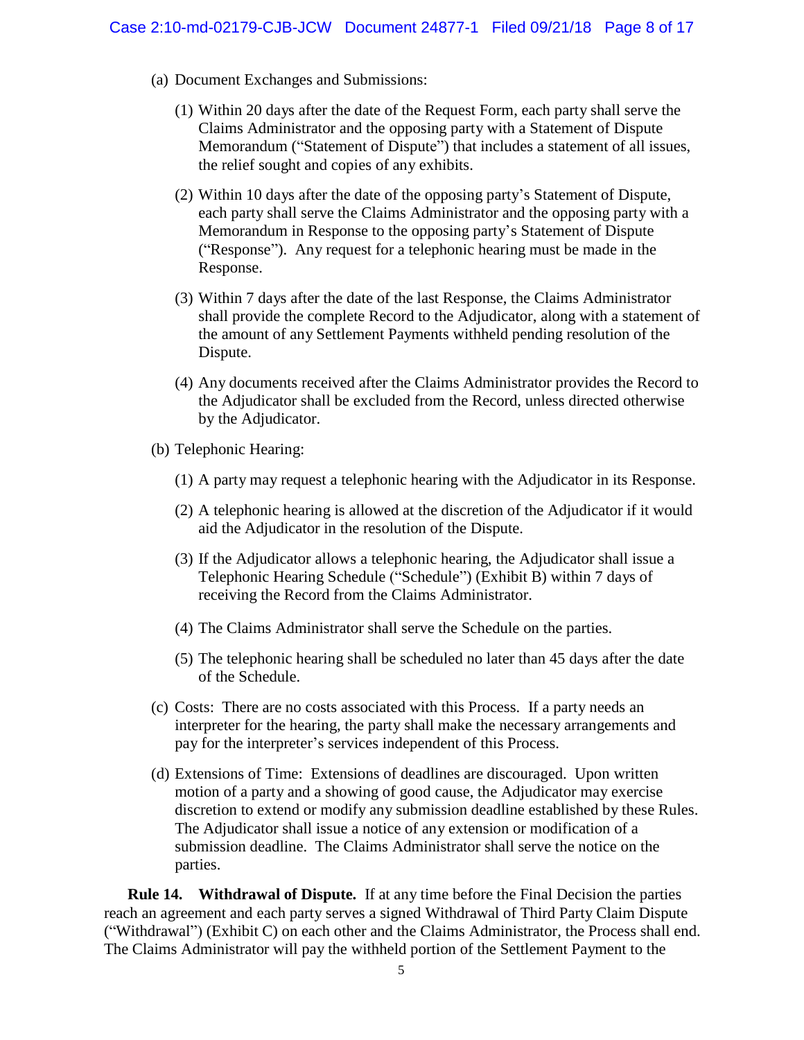(a) Document Exchanges and Submissions:

(1) Within 20 days after the date of the Request Form, each party shall serve the Claims Administrator and the opposing party with a Statement of Dispute Memorandum ("Statement of Dispute") that includes a statement of all issues, the relief sought and copies of any exhibits.

(2) Within 10 days after the date of the opposing party's Statement of Dispute, each party shall serve the Claims Administrator and the opposing party with a Memorandum in Response to the opposing party's Statement of Dispute ("Response"). Any request for a telephonic hearing must be made in the Response.

(3) Within 7 days after the date of the last Response, the Claims Administrator shall provide the complete Record to the Adjudicator, along with a statement of the amount of any Settlement Payments withheld pending resolution of the Dispute.

(4) Any documents received after the Claims Administrator provides the Record to the Adjudicator shall be excluded from the Record, unless directed otherwise by the Adjudicator.

(b) Telephonic Hearing:

(1) A party may request a telephonic hearing with the Adjudicator in its Response.

(2) A telephonic hearing is allowed at the discretion of the Adjudicator if it would aid the Adjudicator in the resolution of the Dispute.

(3) If the Adjudicator allows a telephonic hearing, the Adjudicator shall issue a Telephonic Hearing Schedule ("Schedule") (Exhibit B) within 7 days of receiving the Record from the Claims Administrator.

(4) The Claims Administrator shall serve the Schedule on the parties.

(5) The telephonic hearing shall be scheduled no later than 45 days after the date of the Schedule.

(c) Costs: There are no costs associated with this Process. If a party needs an interpreter for the hearing, the party shall make the necessary arrangements and pay for the interpreter's services independent of this Process.

(d) Extensions of Time: Extensions of deadlines are discouraged. Upon written motion of a party and a showing of good cause, the Adjudicator may exercise discretion to extend or modify any submission deadline established by these Rules. The Adjudicator shall issue a notice of any extension or modification of a submission deadline. The Claims Administrator shall serve the notice on the parties.

**Rule 14. Withdrawal of Dispute.** If at any time before the Final Decision the parties reach an agreement and each party serves a signed Withdrawal of Third Party Claim Dispute ("Withdrawal") (Exhibit C) on each other and the Claims Administrator, the Process shall end. The Claims Administrator will pay the withheld portion of the Settlement Payment to the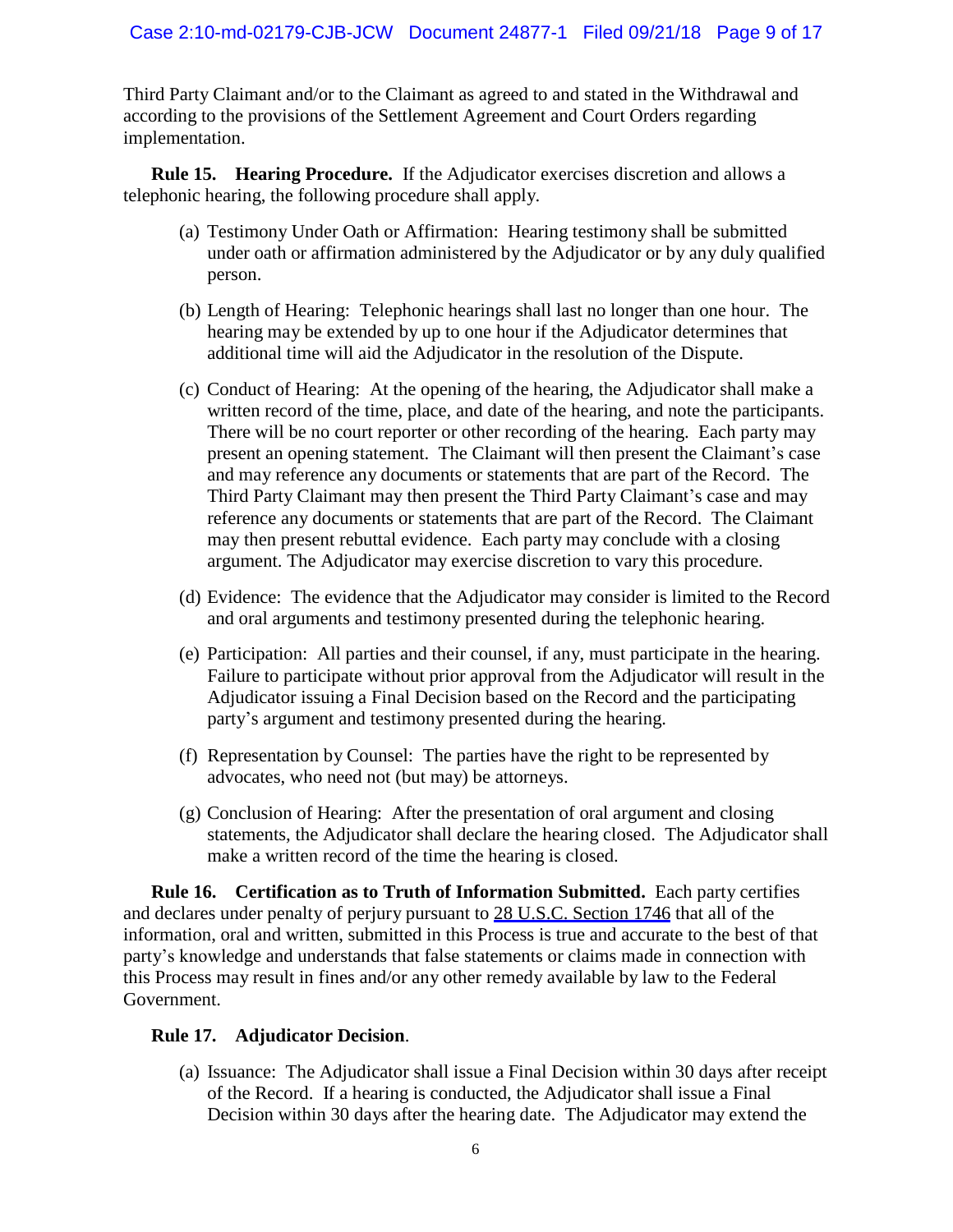Third Party Claimant and/or to the Claimant as agreed to and stated in the Withdrawal and according to the provisions of the Settlement Agreement and Court Orders regarding implementation.

**Rule 15. Hearing Procedure.** If the Adjudicator exercises discretion and allows a telephonic hearing, the following procedure shall apply.

(a) Testimony Under Oath or Affirmation: Hearing testimony shall be submitted under oath or affirmation administered by the Adjudicator or by any duly qualified person.

(b) Length of Hearing: Telephonic hearings shall last no longer than one hour. The hearing may be extended by up to one hour if the Adjudicator determines that additional time will aid the Adjudicator in the resolution of the Dispute.

(c) Conduct of Hearing: At the opening of the hearing, the Adjudicator shall make a written record of the time, place, and date of the hearing, and note the participants. There will be no court reporter or other recording of the hearing. Each party may present an opening statement. The Claimant will then present the Claimant's case and may reference any documents or statements that are part of the Record. The Third Party Claimant may then present the Third Party Claimant's case and may reference any documents or statements that are part of the Record. The Claimant may then present rebuttal evidence. Each party may conclude with a closing argument. The Adjudicator may exercise discretion to vary this procedure.

(d) Evidence: The evidence that the Adjudicator may consider is limited to the Record and oral arguments and testimony presented during the telephonic hearing.

(e) Participation: All parties and their counsel, if any, must participate in the hearing. Failure to participate without prior approval from the Adjudicator will result in the Adjudicator issuing a Final Decision based on the Record and the participating party's argument and testimony presented during the hearing.

(f) Representation by Counsel: The parties have the right to be represented by advocates, who need not (but may) be attorneys.

(g) Conclusion of Hearing: After the presentation of oral argument and closing statements, the Adjudicator shall declare the hearing closed. The Adjudicator shall make a written record of the time the hearing is closed.

**Rule 16. Certification as to Truth of Information Submitted.** Each party certifies and declares under penalty of perjury pursuant to 28 U.S.C. Section 1746 that all of the information, oral and written, submitted in this Process is true and accurate to the best of that party's knowledge and understands that false statements or claims made in connection with this Process may result in fines and/or any other remedy available by law to the Federal Government.

**Rule 17. Adjudicator Decision**.

(a) Issuance: The Adjudicator shall issue a Final Decision within 30 days after receipt of the Record. If a hearing is conducted, the Adjudicator shall issue a Final Decision within 30 days after the hearing date. The Adjudicator may extend the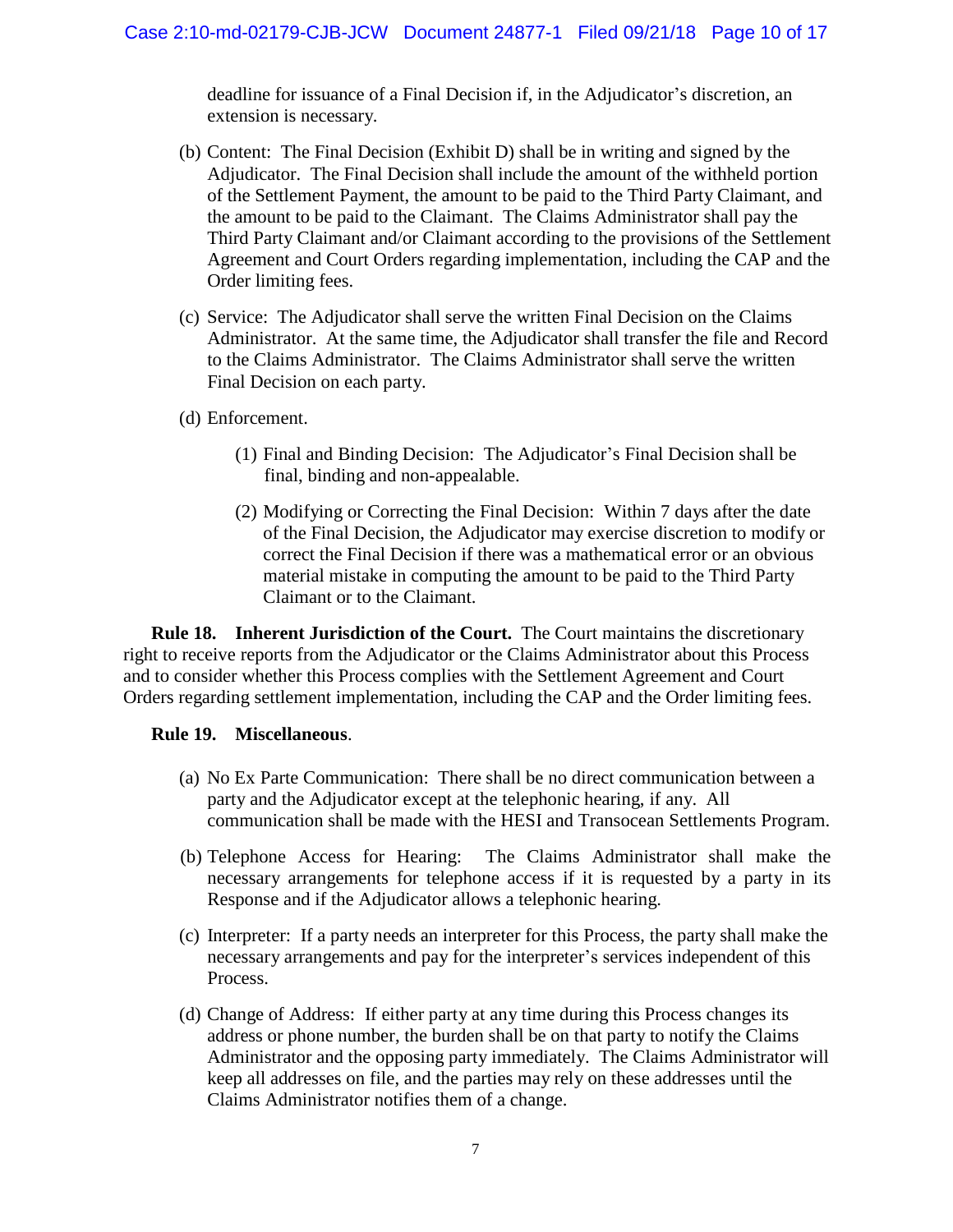deadline for issuance of a Final Decision if, in the Adjudicator's discretion, an extension is necessary.

(b) Content: The Final Decision (Exhibit D) shall be in writing and signed by the Adjudicator. The Final Decision shall include the amount of the withheld portion of the Settlement Payment, the amount to be paid to the Third Party Claimant, and the amount to be paid to the Claimant. The Claims Administrator shall pay the Third Party Claimant and/or Claimant according to the provisions of the Settlement Agreement and Court Orders regarding implementation, including the CAP and the Order limiting fees.

(c) Service: The Adjudicator shall serve the written Final Decision on the Claims Administrator. At the same time, the Adjudicator shall transfer the file and Record to the Claims Administrator. The Claims Administrator shall serve the written Final Decision on each party.

(d) Enforcement.

(1) Final and Binding Decision: The Adjudicator's Final Decision shall be final, binding and non-appealable.

(2) Modifying or Correcting the Final Decision: Within 7 days after the date of the Final Decision, the Adjudicator may exercise discretion to modify or correct the Final Decision if there was a mathematical error or an obvious material mistake in computing the amount to be paid to the Third Party Claimant or to the Claimant.

**Rule 18. Inherent Jurisdiction of the Court.** The Court maintains the discretionary right to receive reports from the Adjudicator or the Claims Administrator about this Process and to consider whether this Process complies with the Settlement Agreement and Court Orders regarding settlement implementation, including the CAP and the Order limiting fees.

**Rule 19. Miscellaneous**.

(a) No Ex Parte Communication: There shall be no direct communication between a party and the Adjudicator except at the telephonic hearing, if any. All communication shall be made with the HESI and Transocean Settlements Program.

(b) Telephone Access for Hearing: The Claims Administrator shall make the necessary arrangements for telephone access if it is requested by a party in its Response and if the Adjudicator allows a telephonic hearing.

(c) Interpreter: If a party needs an interpreter for this Process, the party shall make the necessary arrangements and pay for the interpreter's services independent of this Process.

(d) Change of Address: If either party at any time during this Process changes its address or phone number, the burden shall be on that party to notify the Claims Administrator and the opposing party immediately. The Claims Administrator will keep all addresses on file, and the parties may rely on these addresses until the Claims Administrator notifies them of a change.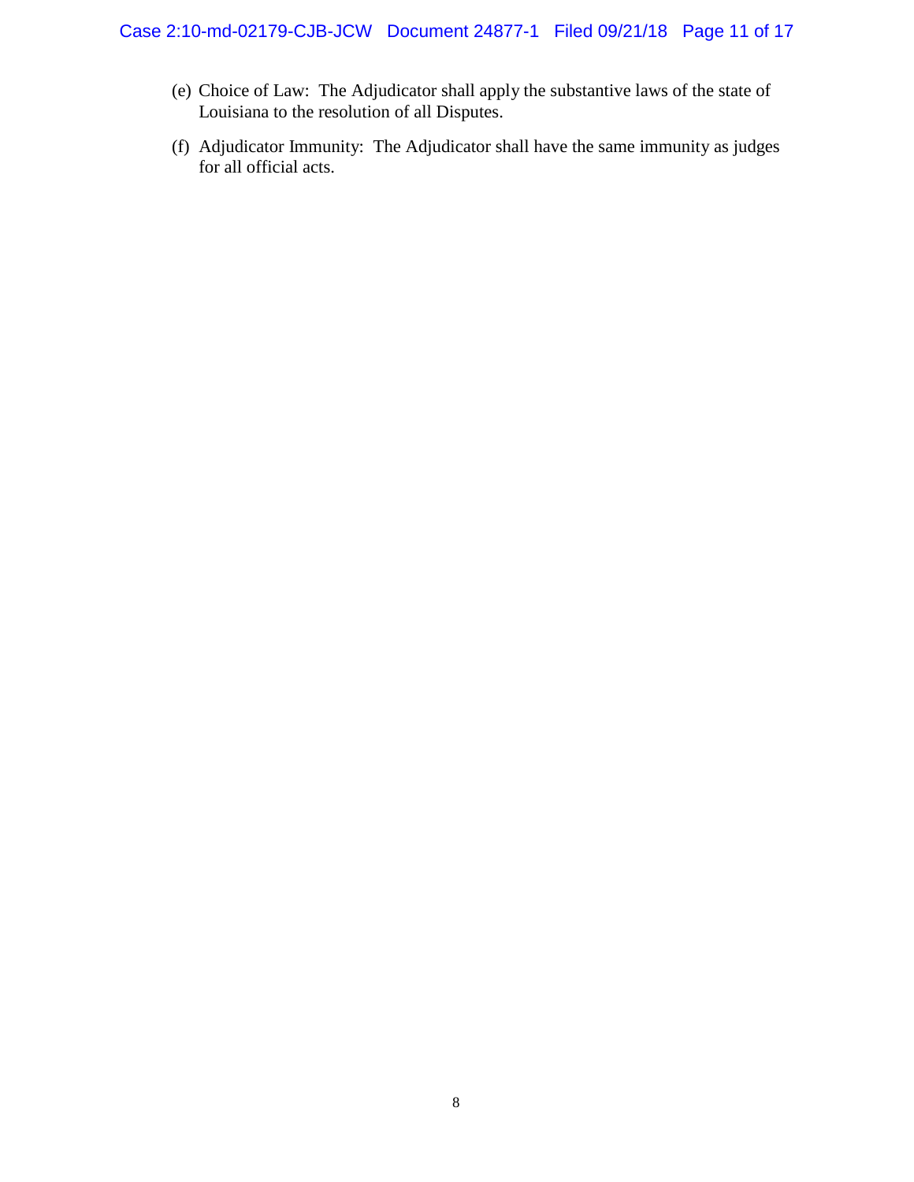(e) Choice of Law: The Adjudicator shall apply the substantive laws of the state of Louisiana to the resolution of all Disputes.

(f) Adjudicator Immunity: The Adjudicator shall have the same immunity as judges for all official acts.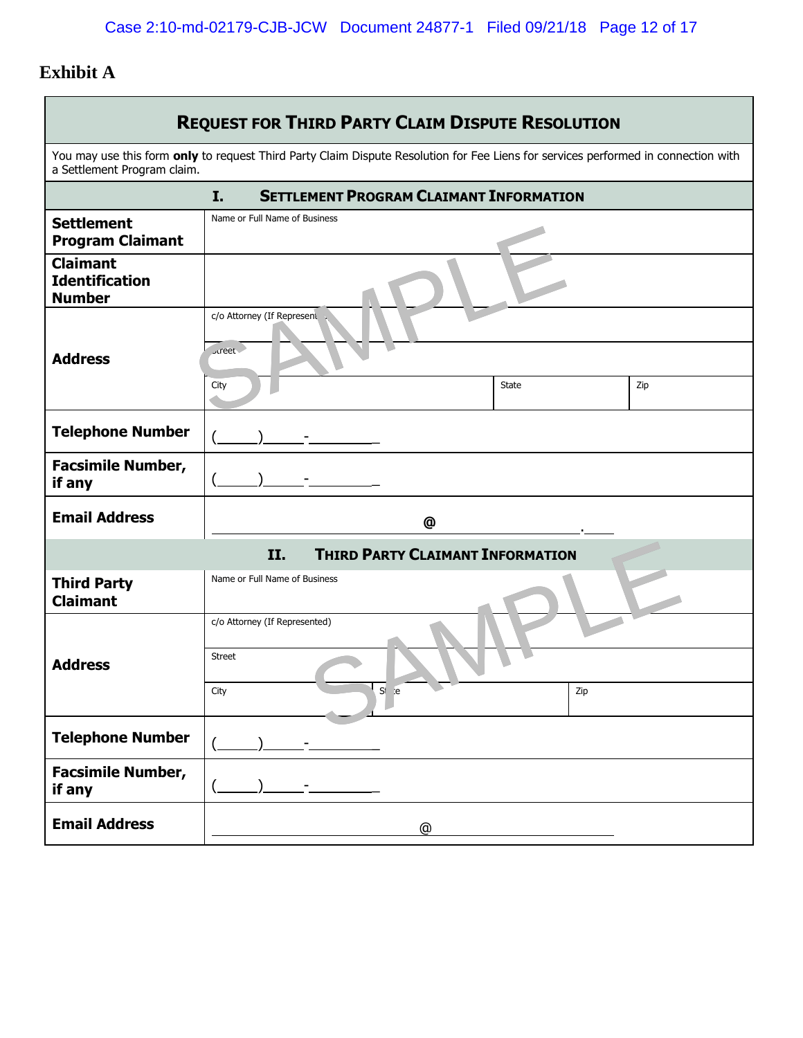# Exhibit A

## REQUEST FOR THIRD PARTY CLAIM DISPUTE RESOLUTION

You may use this form **only** to request Third Party Claim Dispute Resolution for Fee Liens for services performed in connection with a Settlement Program claim.

### I. SETTLEMENT PROGRAM CLAIMANT INFORMATION

| | | | |
|---|---|---|---|
| **Settlement Program Claimant** | Name or Full Name of Business | | |
| **Claimant Identification Number** | | | |
| **Address** | c/o Attorney (If Represented) | | |
| | Street | | |
| | City | State | Zip |
| **Telephone Number** | (\_\_\_\_\_)\_\_\_\_\_-\_\_\_\_\_\_\_\_\_ | | |
| **Facsimile Number, if any** | (\_\_\_\_\_)\_\_\_\_\_-\_\_\_\_\_\_\_\_\_ | | |
| **Email Address** | \_\_\_\_\_\_\_\_\_\_\_\_\_\_\_\_\_\_\_\_@\_\_\_\_\_\_\_\_\_\_\_\_\_\_\_\_\_\_\_\_.\_\_\_\_ | | |

### II. THIRD PARTY CLAIMANT INFORMATION

| | | | |
|---|---|---|---|
| **Third Party Claimant** | Name or Full Name of Business | | |
| **Address** | c/o Attorney (If Represented) | | |
| | Street | | |
| | City | State | Zip |
| **Telephone Number** | (\_\_\_\_\_)\_\_\_\_\_-\_\_\_\_\_\_\_\_\_ | | |
| **Facsimile Number, if any** | (\_\_\_\_\_)\_\_\_\_\_-\_\_\_\_\_\_\_\_\_ | | |
| **Email Address** | \_\_\_\_\_\_\_\_\_\_\_\_\_\_\_\_\_\_\_\_@\_\_\_\_\_\_\_\_\_\_\_\_\_\_\_\_\_\_\_\_ | | |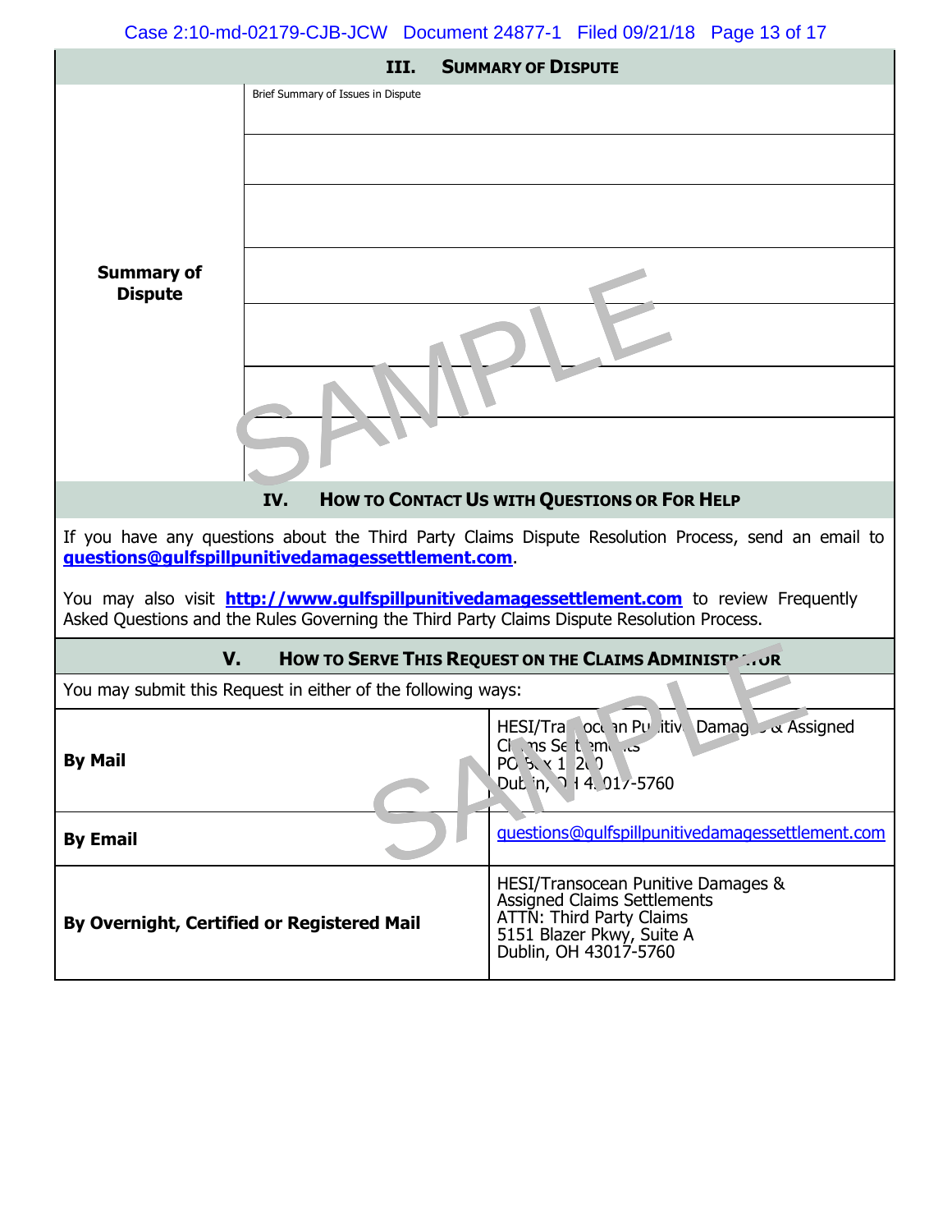## III. Summary of Dispute

| Summary of Dispute | Brief Summary of Issues in Dispute |
|---|---|
| | |
| | |
| | |
| | |
| | |
| | |

## IV. How to Contact Us with Questions or For Help

If you have any questions about the Third Party Claims Dispute Resolution Process, send an email to **questions@gulfspillpunitivedamagessettlement.com**.

You may also visit **http://www.gulfspillpunitivedamagessettlement.com** to review Frequently Asked Questions and the Rules Governing the Third Party Claims Dispute Resolution Process.

## V. How to Serve This Request on the Claims Administrator

You may submit this Request in either of the following ways:

| | |
|---|---|
| **By Mail** | HESI/Transocean Punitive Damages & Assigned Claims Settlements<br>PO Box 1200<br>Dublin, OH 43017-5760 |
| **By Email** | questions@gulfspillpunitivedamagessettlement.com |
| **By Overnight, Certified or Registered Mail** | HESI/Transocean Punitive Damages & Assigned Claims Settlements<br>ATTN: Third Party Claims<br>5151 Blazer Pkwy, Suite A<br>Dublin, OH 43017-5760 |

SAMPLE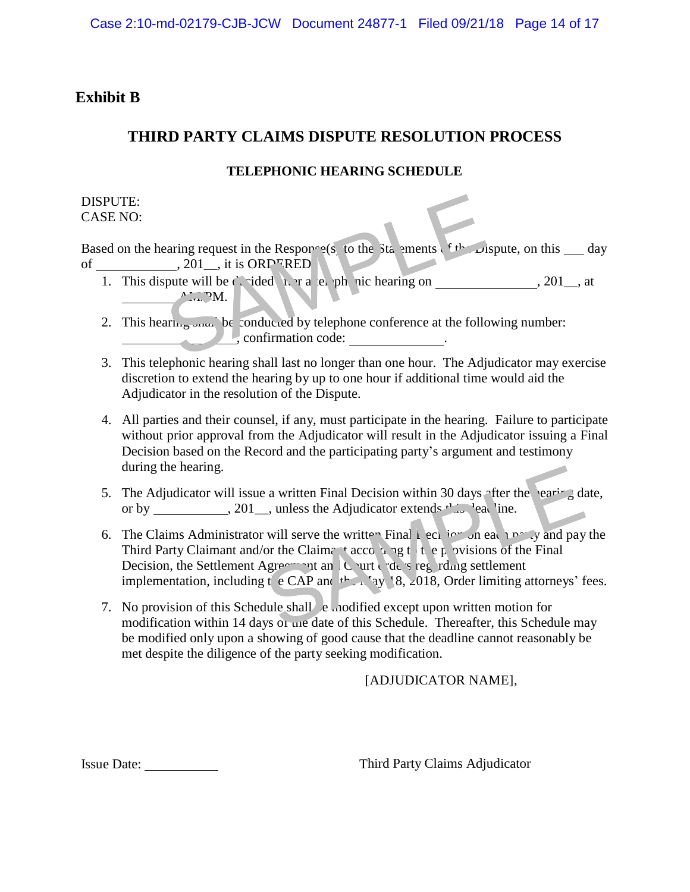**Exhibit B**

## THIRD PARTY CLAIMS DISPUTE RESOLUTION PROCESS

### TELEPHONIC HEARING SCHEDULE

DISPUTE:
CASE NO:

Based on the hearing request in the Response(s) to the Statements of the Dispute, on this ___ day of ____________, 201__, it is ORDERED:

1. This dispute will be decided after a telephonic hearing on _______________, 201__, at ________ A.M./P.M.
2. This hearing shall be conducted by telephone conference at the following number: _________________, confirmation code: ______________.
3. This telephonic hearing shall last no longer than one hour. The Adjudicator may exercise discretion to extend the hearing by up to one hour if additional time would aid the Adjudicator in the resolution of the Dispute.
4. All parties and their counsel, if any, must participate in the hearing. Failure to participate without prior approval from the Adjudicator will result in the Adjudicator issuing a Final Decision based on the Record and the participating party's argument and testimony during the hearing.
5. The Adjudicator will issue a written Final Decision within 30 days after the hearing date, or by ___________, 201__, unless the Adjudicator extends this deadline.
6. The Claims Administrator will serve the written Final Decision on each party and pay the Third Party Claimant and/or the Claimant according to the provisions of the Final Decision, the Settlement Agreement and Court orders regarding settlement implementation, including the CAP and the May 18, 2018, Order limiting attorneys' fees.
7. No provision of this Schedule shall be modified except upon written motion for modification within 14 days of the date of this Schedule. Thereafter, this Schedule may be modified only upon a showing of good cause that the deadline cannot reasonably be met despite the diligence of the party seeking modification.

[ADJUDICATOR NAME],

Issue Date: ___________

Third Party Claims Adjudicator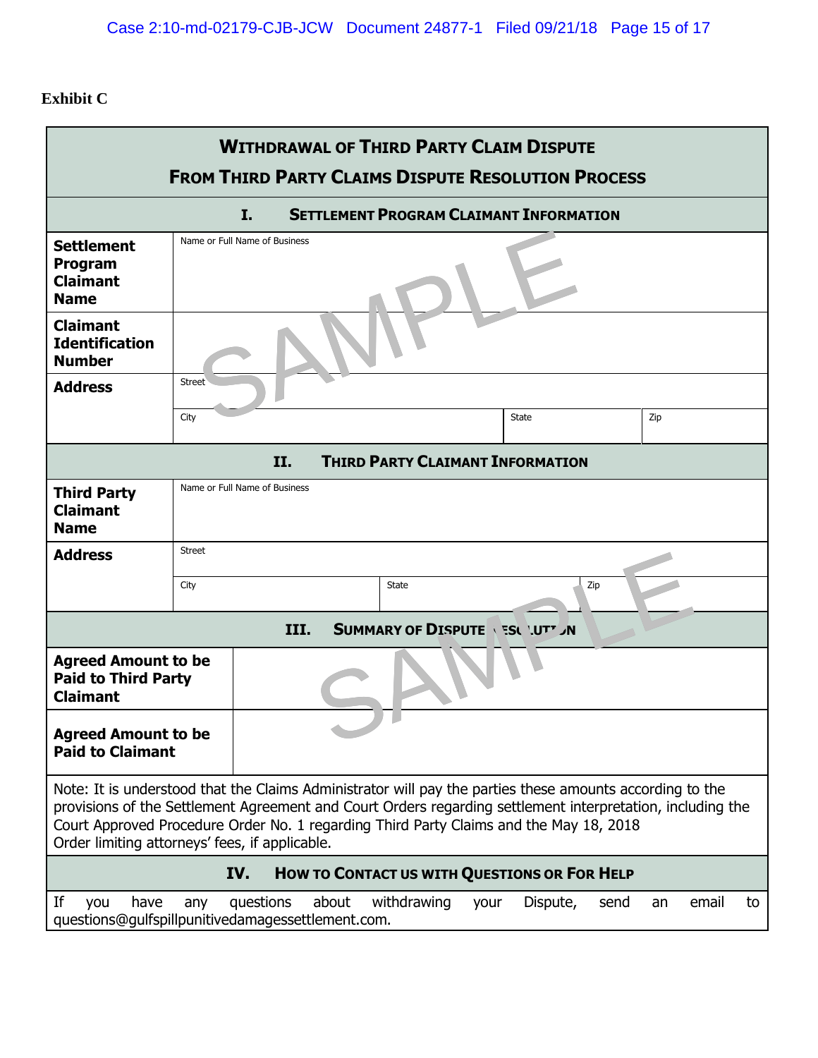**Exhibit C**

## WITHDRAWAL OF THIRD PARTY CLAIM DISPUTE FROM THIRD PARTY CLAIMS DISPUTE RESOLUTION PROCESS

### I. SETTLEMENT PROGRAM CLAIMANT INFORMATION

| | | | |
|---|---|---|---|
| **Settlement Program Claimant Name** | Name or Full Name of Business | | |
| **Claimant Identification Number** | | | |
| **Address** | Street | | |
| | City | State | Zip |

### II. THIRD PARTY CLAIMANT INFORMATION

| | | | |
|---|---|---|---|
| **Third Party Claimant Name** | Name or Full Name of Business | | |
| **Address** | Street | | |
| | City | State | Zip |

### III. SUMMARY OF DISPUTE RESOLUTION

| | |
|---|---|
| **Agreed Amount to be Paid to Third Party Claimant** | |
| **Agreed Amount to be Paid to Claimant** | |

Note: It is understood that the Claims Administrator will pay the parties these amounts according to the provisions of the Settlement Agreement and Court Orders regarding settlement interpretation, including the Court Approved Procedure Order No. 1 regarding Third Party Claims and the May 18, 2018 Order limiting attorneys' fees, if applicable.

### IV. HOW TO CONTACT US WITH QUESTIONS OR FOR HELP

If you have any questions about withdrawing your Dispute, send an email to questions@gulfspillpunitivedamagessettlement.com.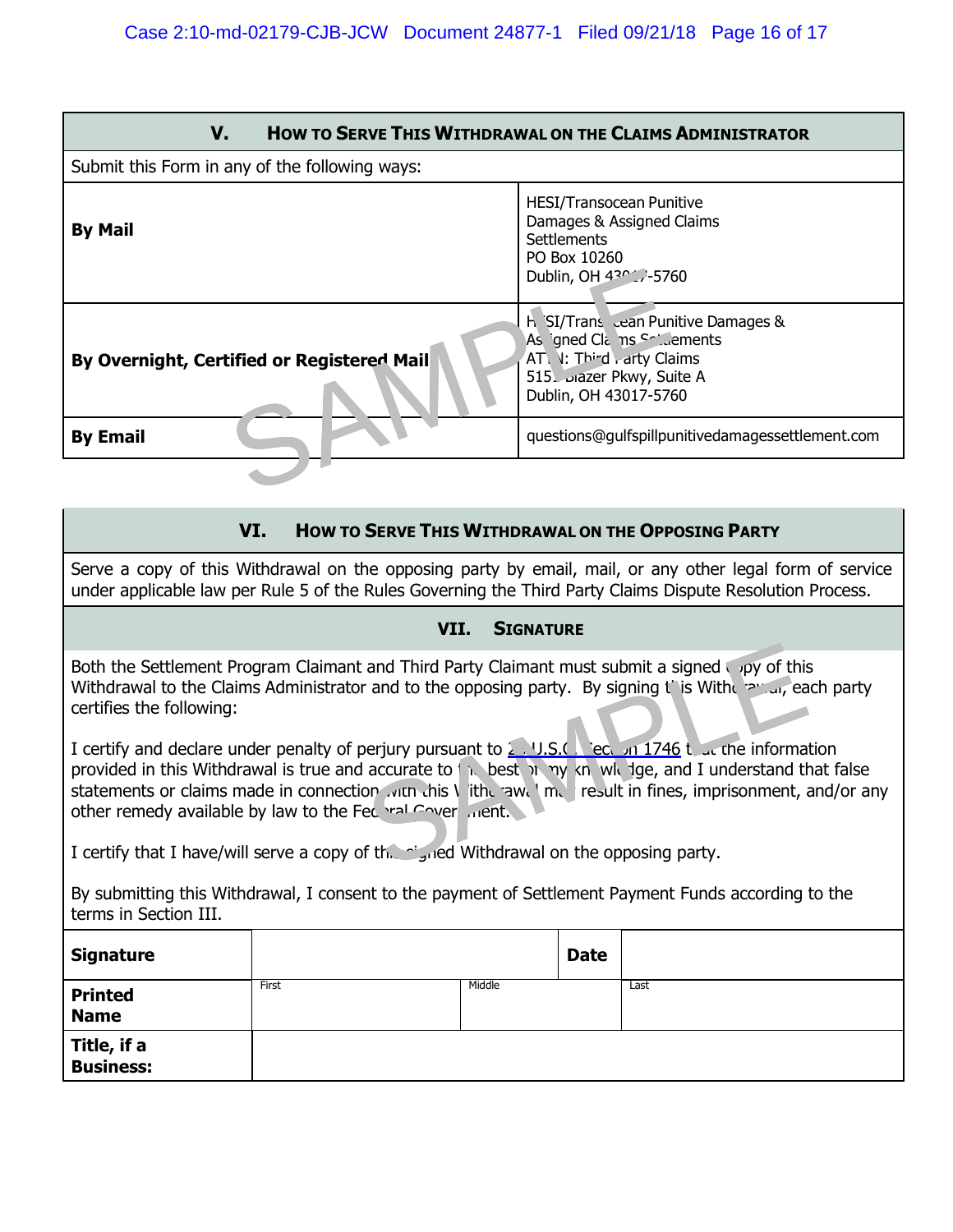## V. How to Serve This Withdrawal on the Claims Administrator

Submit this Form in any of the following ways:

| | |
|---|---|
| **By Mail** | HESI/Transocean Punitive Damages & Assigned Claims Settlements<br>PO Box 10260<br>Dublin, OH 43017-5760 |
| **By Overnight, Certified or Registered Mail** | HESI/Transocean Punitive Damages & Assigned Claims Settlements<br>ATTN: Third Party Claims<br>5151 Blazer Pkwy, Suite A<br>Dublin, OH 43017-5760 |
| **By Email** | questions@gulfspillpunitivedamagessettlement.com |

## VI. How to Serve This Withdrawal on the Opposing Party

Serve a copy of this Withdrawal on the opposing party by email, mail, or any other legal form of service under applicable law per Rule 5 of the Rules Governing the Third Party Claims Dispute Resolution Process.

## VII. Signature

Both the Settlement Program Claimant and Third Party Claimant must submit a signed copy of this Withdrawal to the Claims Administrator and to the opposing party. By signing this Withdrawal, each party certifies the following:

I certify and declare under penalty of perjury pursuant to 28 U.S.C. Section 1746 that the information provided in this Withdrawal is true and accurate to the best of my knowledge, and I understand that false statements or claims made in connection with this Withdrawal may result in fines, imprisonment, and/or any other remedy available by law to the Federal Government.

I certify that I have/will serve a copy of this signed Withdrawal on the opposing party.

By submitting this Withdrawal, I consent to the payment of Settlement Payment Funds according to the terms in Section III.

| | | | |
|---|---|---|---|
| **Signature** | | **Date** | |
| **Printed Name** | First | Middle | Last |
| **Title, if a Business:** | | | |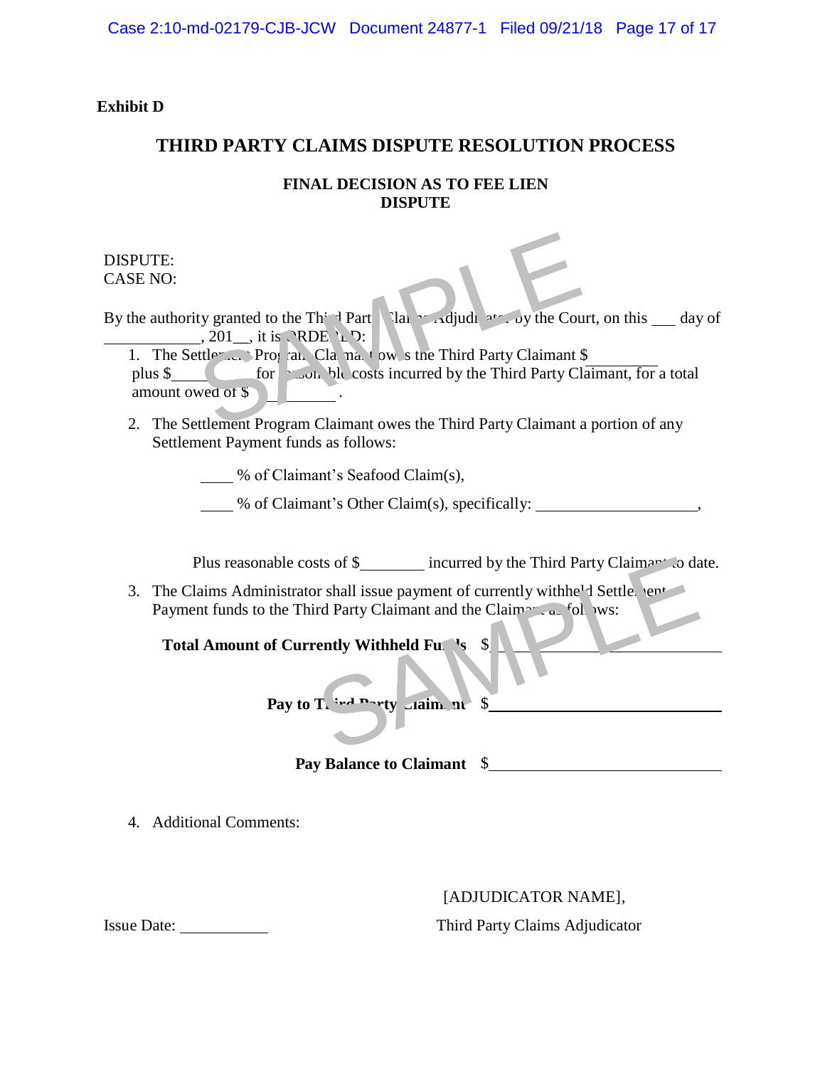**Exhibit D**

# THIRD PARTY CLAIMS DISPUTE RESOLUTION PROCESS

## FINAL DECISION AS TO FEE LIEN DISPUTE

DISPUTE:
CASE NO:

By the authority granted to the Third Party Claims Adjudicator by the Court, on this ___ day of ____________, 201__, it is ORDERED:

1. The Settlement Program Claimant owes the Third Party Claimant $________ plus $________ for reasonable costs incurred by the Third Party Claimant, for a total amount owed of $________.

2. The Settlement Program Claimant owes the Third Party Claimant a portion of any Settlement Payment funds as follows:

   ____ % of Claimant's Seafood Claim(s),

   ____ % of Claimant's Other Claim(s), specifically: ____________________,

   Plus reasonable costs of $________ incurred by the Third Party Claimant to date.

3. The Claims Administrator shall issue payment of currently withheld Settlement Payment funds to the Third Party Claimant and the Claimant as follows:

   **Total Amount of Currently Withheld Funds** $____________________________

   **Pay to Third Party Claimant** $____________________________

   **Pay Balance to Claimant** $____________________________

4. Additional Comments:

Issue Date: ___________

[ADJUDICATOR NAME],
Third Party Claims Adjudicator

SAMPLE

SAMPLE